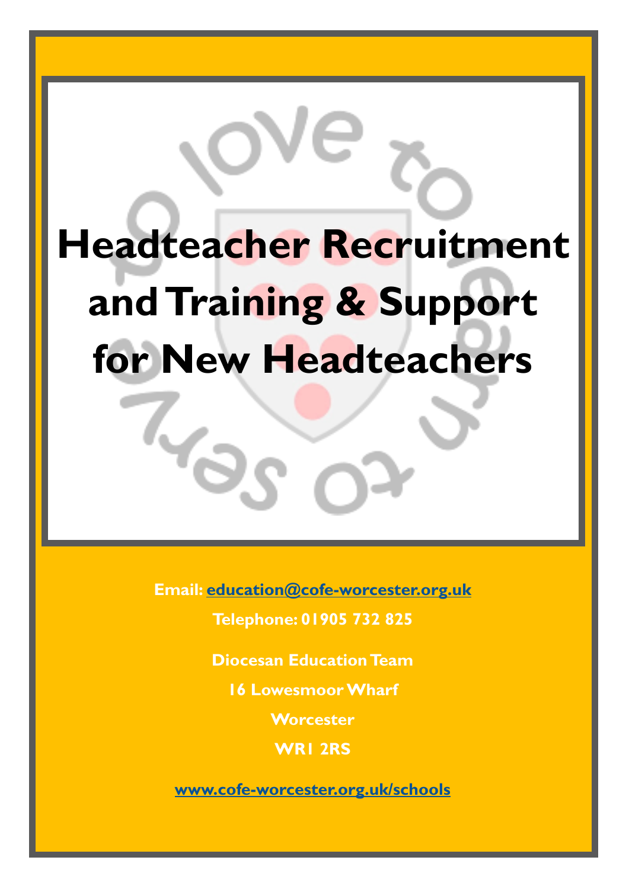# Headteacher Recruitment and Training & Support for New Headteachers

**Email: education@cofe-worcester.org.uk**

**Telephone: 01905 732 825**

**Diocesan Education Team**

**16 Lowesmoor Wharf**

**Worcester**

**WR1 2RS**

**www.cofe-worcester.org.uk/schools**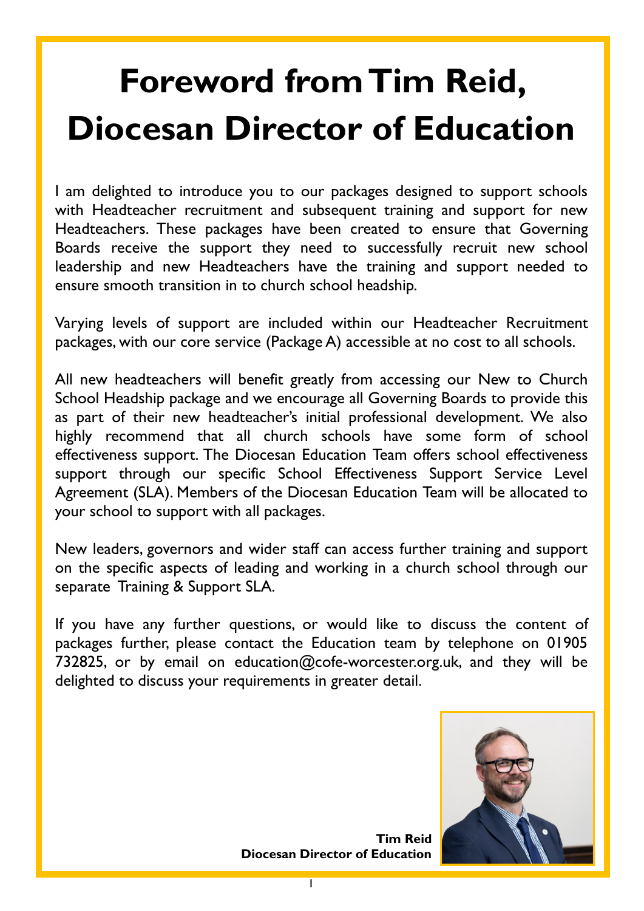# Foreword from Tim Reid, Diocesan Director of Education

I am delighted to introduce you to our packages designed to support schools with Headteacher recruitment and subsequent training and support for new Headteachers. These packages have been created to ensure that Governing Boards receive the support they need to successfully recruit new school leadership and new Headteachers have the training and support needed to ensure smooth transition in to church school headship.

Varying levels of support are included within our Headteacher Recruitment packages, with our core service (Package A) accessible at no cost to all schools.

All new headteachers will benefit greatly from accessing our New to Church School Headship package and we encourage all Governing Boards to provide this as part of their new headteacher's initial professional development. We also highly recommend that all church schools have some form of school effectiveness support. The Diocesan Education Team offers school effectiveness support through our specific School Effectiveness Support Service Level Agreement (SLA). Members of the Diocesan Education Team will be allocated to your school to support with all packages.

New leaders, governors and wider staff can access further training and support on the specific aspects of leading and working in a church school through our separate Training & Support SLA.

If you have any further questions, or would like to discuss the content of packages further, please contact the Education team by telephone on 01905 732825, or by email on education@cofe-worcester.org.uk, and they will be delighted to discuss your requirements in greater detail.

**Tim Reid**
**Diocesan Director of Education**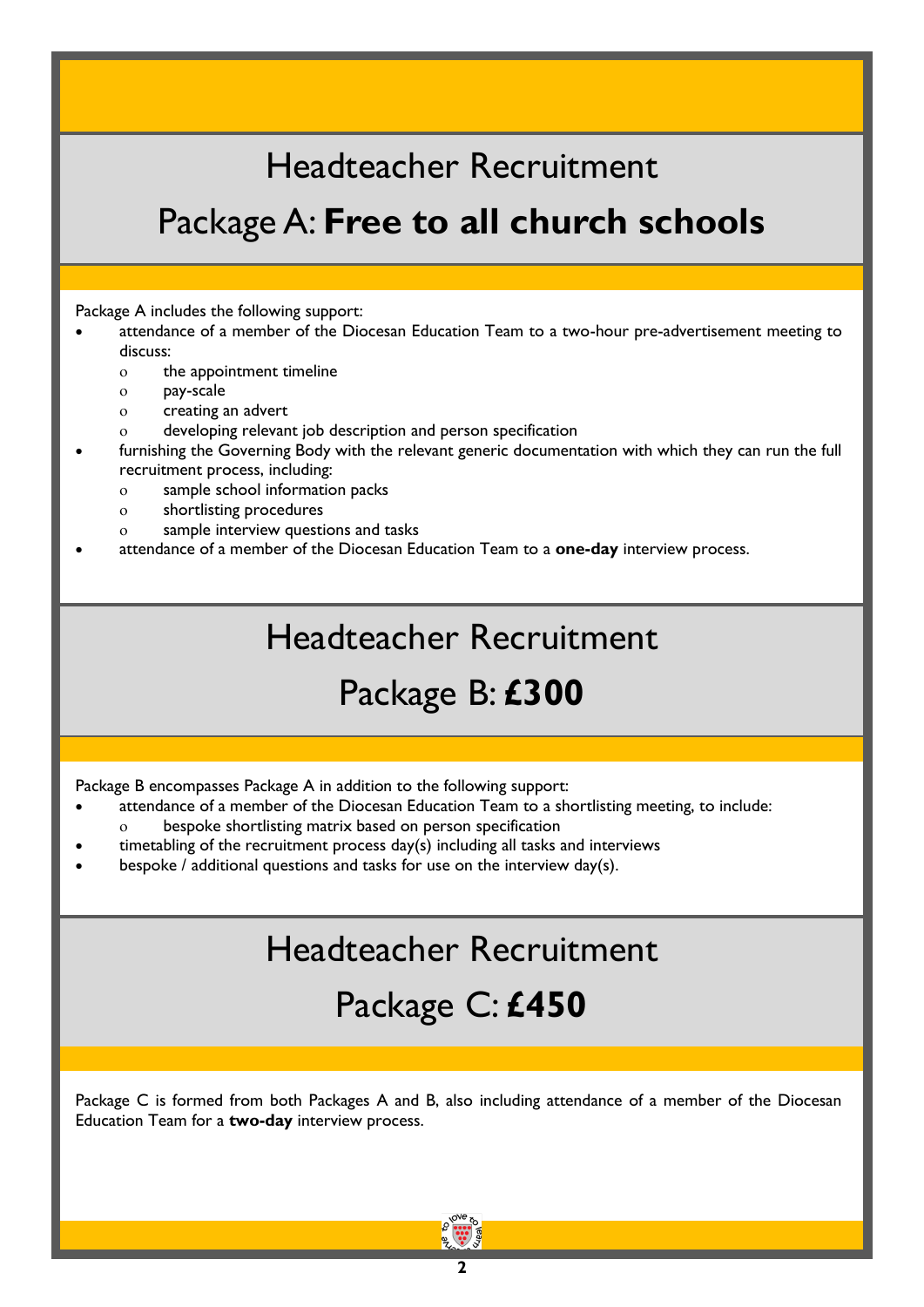# Headteacher Recruitment

## Package A: **Free to all church schools**

Package A includes the following support:

- attendance of a member of the Diocesan Education Team to a two-hour pre-advertisement meeting to discuss:
  - the appointment timeline
  - pay-scale
  - creating an advert
  - developing relevant job description and person specification
- furnishing the Governing Body with the relevant generic documentation with which they can run the full recruitment process, including:
  - sample school information packs
  - shortlisting procedures
  - sample interview questions and tasks
- attendance of a member of the Diocesan Education Team to a **one-day** interview process.

# Headteacher Recruitment

## Package B: **£300**

Package B encompasses Package A in addition to the following support:

- attendance of a member of the Diocesan Education Team to a shortlisting meeting, to include:
  - bespoke shortlisting matrix based on person specification
- timetabling of the recruitment process day(s) including all tasks and interviews
- bespoke / additional questions and tasks for use on the interview day(s).

# Headteacher Recruitment

## Package C: **£450**

Package C is formed from both Packages A and B, also including attendance of a member of the Diocesan Education Team for a **two-day** interview process.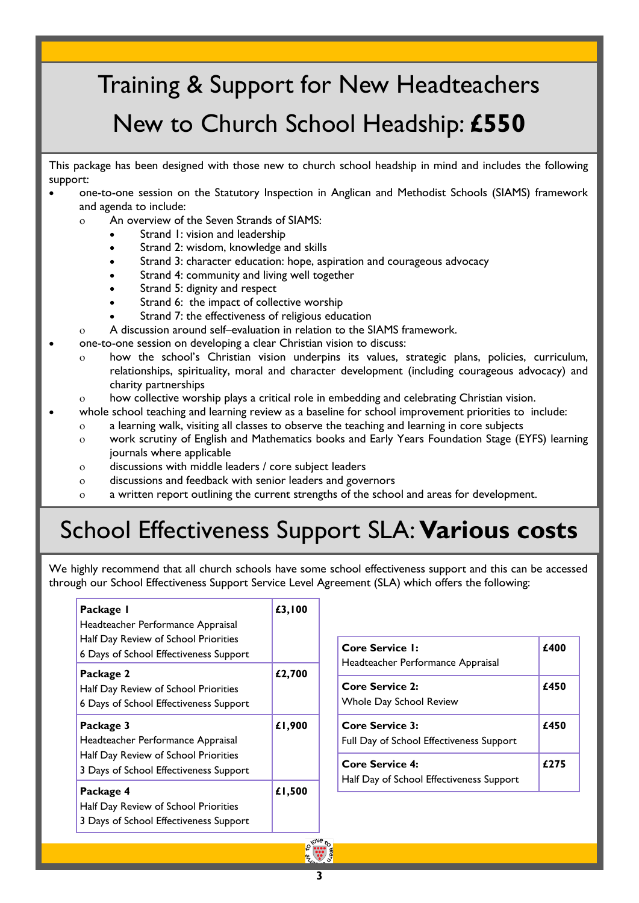# Training & Support for New Headteachers

# New to Church School Headship: **£550**

This package has been designed with those new to church school headship in mind and includes the following support:

- one-to-one session on the Statutory Inspection in Anglican and Methodist Schools (SIAMS) framework and agenda to include:
  - An overview of the Seven Strands of SIAMS:
    - Strand 1: vision and leadership
    - Strand 2: wisdom, knowledge and skills
    - Strand 3: character education: hope, aspiration and courageous advocacy
    - Strand 4: community and living well together
    - Strand 5: dignity and respect
    - Strand 6: the impact of collective worship
    - Strand 7: the effectiveness of religious education
  - A discussion around self–evaluation in relation to the SIAMS framework.
- one-to-one session on developing a clear Christian vision to discuss:
  - how the school's Christian vision underpins its values, strategic plans, policies, curriculum, relationships, spirituality, moral and character development (including courageous advocacy) and charity partnerships
  - how collective worship plays a critical role in embedding and celebrating Christian vision.
- whole school teaching and learning review as a baseline for school improvement priorities to include:
  - a learning walk, visiting all classes to observe the teaching and learning in core subjects
  - work scrutiny of English and Mathematics books and Early Years Foundation Stage (EYFS) learning journals where applicable
  - discussions with middle leaders / core subject leaders
  - discussions and feedback with senior leaders and governors
  - a written report outlining the current strengths of the school and areas for development.

# School Effectiveness Support SLA: **Various costs**

We highly recommend that all church schools have some school effectiveness support and this can be accessed through our School Effectiveness Support Service Level Agreement (SLA) which offers the following:

| Package | Cost |
|---|---|
| **Package 1**<br>Headteacher Performance Appraisal<br>Half Day Review of School Priorities<br>6 Days of School Effectiveness Support | **£3,100** |
| **Package 2**<br>Half Day Review of School Priorities<br>6 Days of School Effectiveness Support | **£2,700** |
| **Package 3**<br>Headteacher Performance Appraisal<br>Half Day Review of School Priorities<br>3 Days of School Effectiveness Support | **£1,900** |
| **Package 4**<br>Half Day Review of School Priorities<br>3 Days of School Effectiveness Support | **£1,500** |

| Core Service | Cost |
|---|---|
| **Core Service 1:**<br>Headteacher Performance Appraisal | **£400** |
| **Core Service 2:**<br>Whole Day School Review | **£450** |
| **Core Service 3:**<br>Full Day of School Effectiveness Support | **£450** |
| **Core Service 4:**<br>Half Day of School Effectiveness Support | **£275** |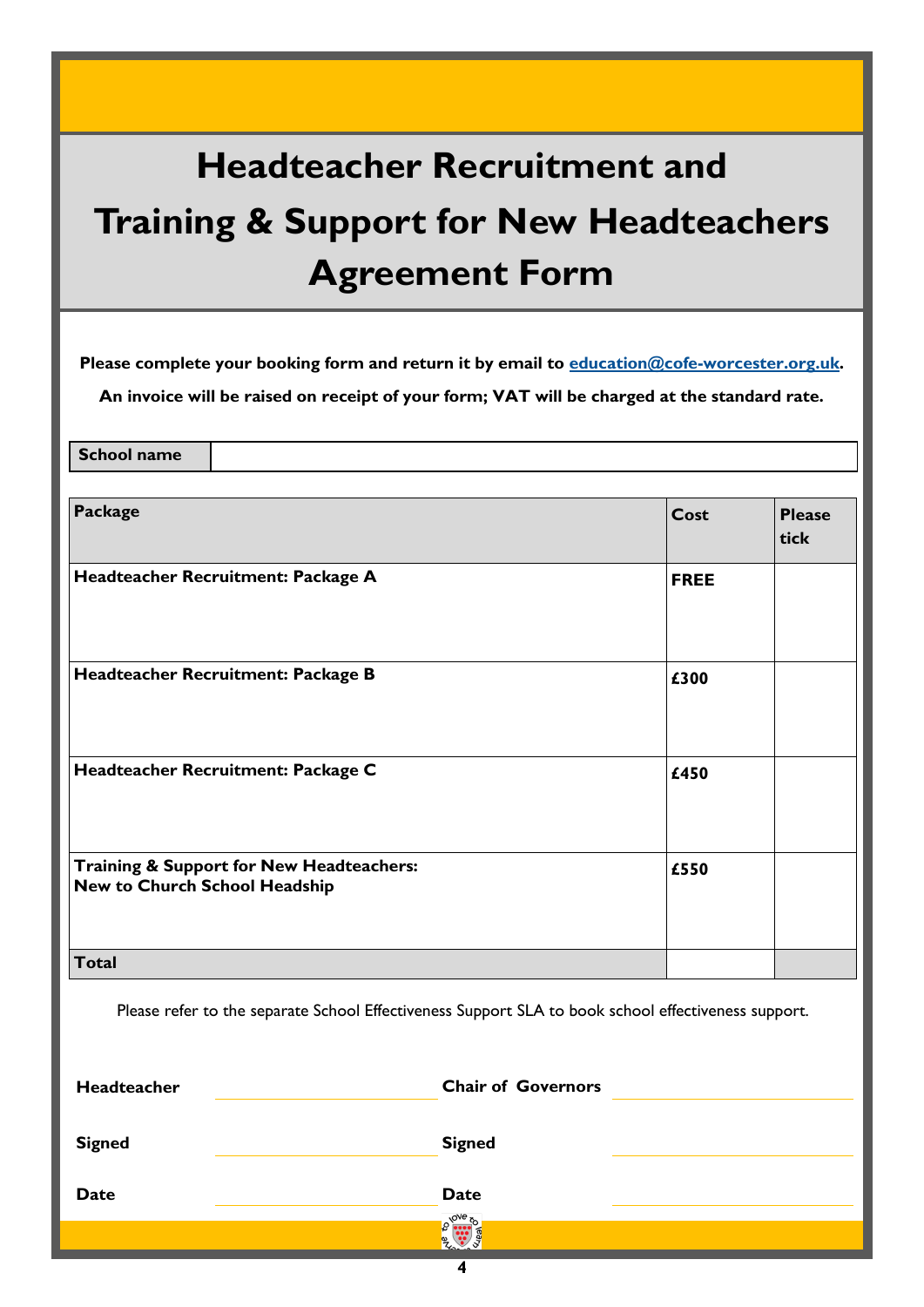# Headteacher Recruitment and Training & Support for New Headteachers Agreement Form

**Please complete your booking form and return it by email to [education@cofe-worcester.org.uk](mailto:education@cofe-worcester.org.uk).**

**An invoice will be raised on receipt of your form; VAT will be charged at the standard rate.**

| **School name** | |
|---|---|

| **Package** | **Cost** | **Please tick** |
|---|---|---|
| **Headteacher Recruitment: Package A** | **FREE** | |
| **Headteacher Recruitment: Package B** | **£300** | |
| **Headteacher Recruitment: Package C** | **£450** | |
| **Training & Support for New Headteachers: New to Church School Headship** | **£550** | |
| **Total** | | |

Please refer to the separate School Effectiveness Support SLA to book school effectiveness support.

| | | | |
|---|---|---|---|
| **Headteacher** | | **Chair of Governors** | |
| **Signed** | | **Signed** | |
| **Date** | | **Date** | |